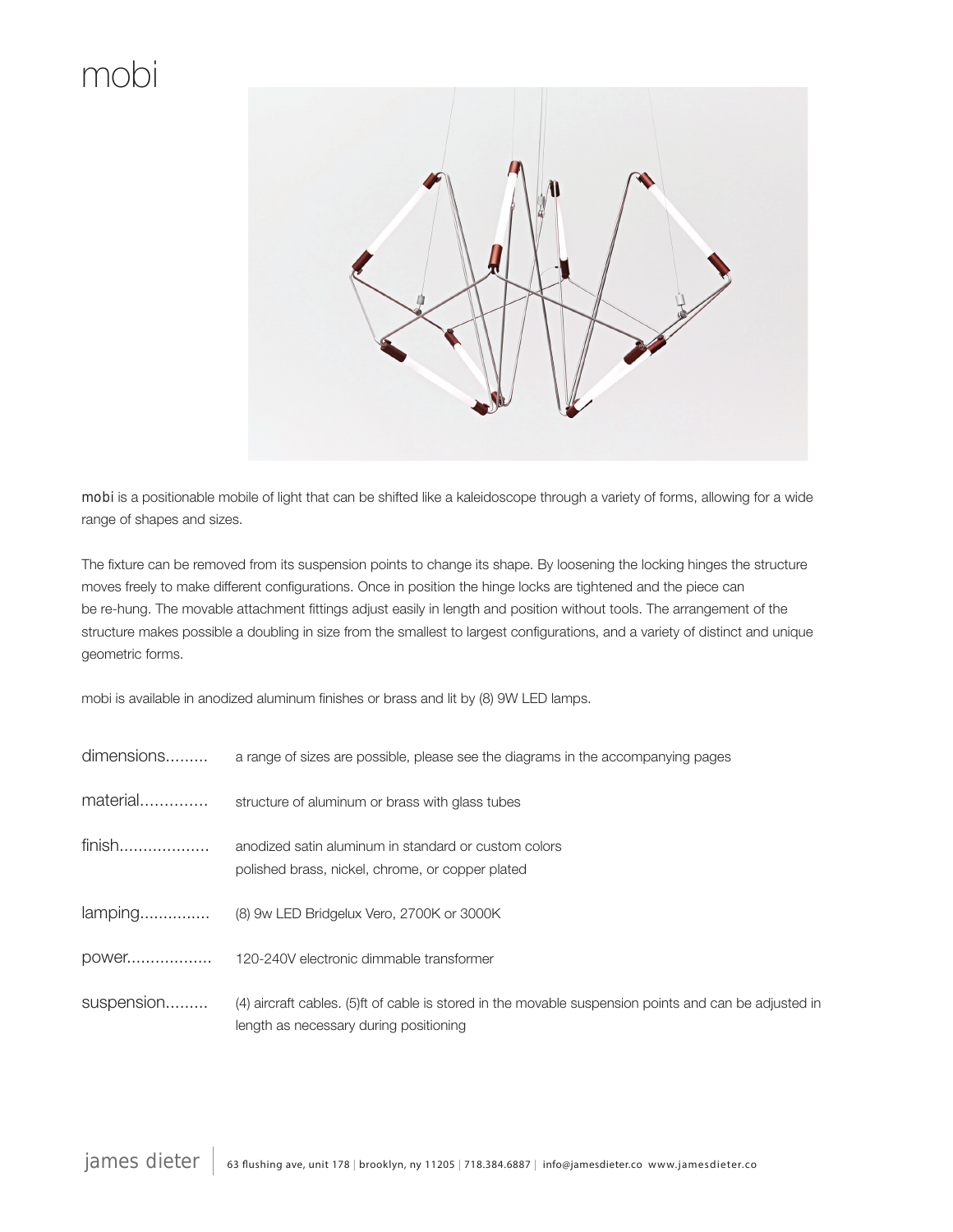# mobi

**mobi** is a positionable mobile of light that can be shifted like a kaleidoscope through a variety of forms, allowing for a wide range of shapes and sizes.

The fixture can be removed from its suspension points to change its shape. By loosening the locking hinges the structure moves freely to make different configurations. Once in position the hinge locks are tightened and the piece can be re-hung. The movable attachment fittings adjust easily in length and position without tools. The arrangement of the structure makes possible a doubling in size from the smallest to largest configurations, and a variety of distinct and unique geometric forms.

mobi is available in anodized aluminum finishes or brass and lit by (8) 9W LED lamps.

| | |
|---|---|
| dimensions......... | a range of sizes are possible, please see the diagrams in the accompanying pages |
| material.............. | structure of aluminum or brass with glass tubes |
| finish................... | anodized satin aluminum in standard or custom colors<br>polished brass, nickel, chrome, or copper plated |
| lamping............... | (8) 9w LED Bridgelux Vero, 2700K or 3000K |
| power.................. | 120-240V electronic dimmable transformer |
| suspension......... | (4) aircraft cables. (5)ft of cable is stored in the movable suspension points and can be adjusted in length as necessary during positioning |

james dieter | 63 flushing ave, unit 178 | brooklyn, ny 11205 | 718.384.6887 | info@jamesdieter.co www.jamesdieter.co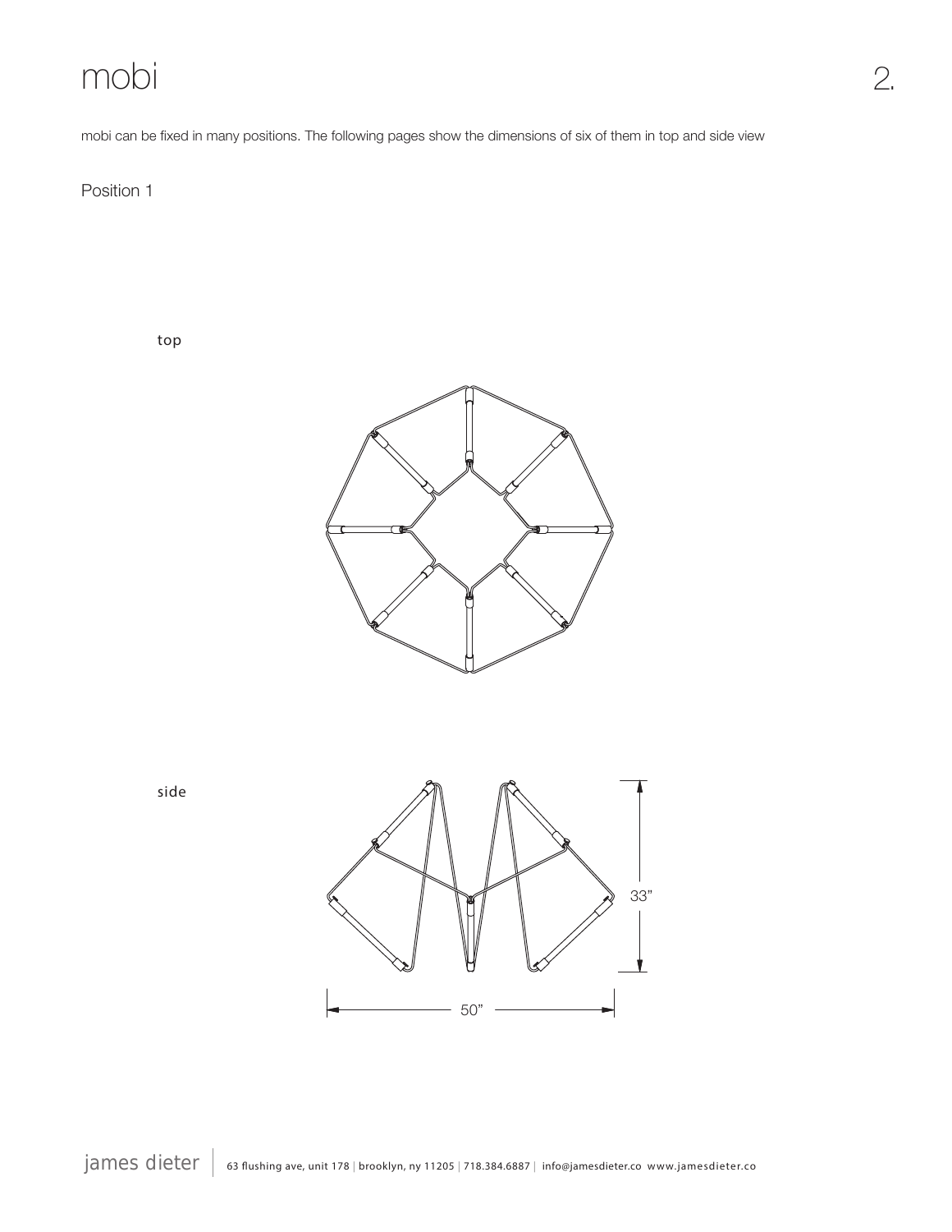# mobi

mobi can be fixed in many positions. The following pages show the dimensions of six of them in top and side view

## Position 1

top

side

33"

50"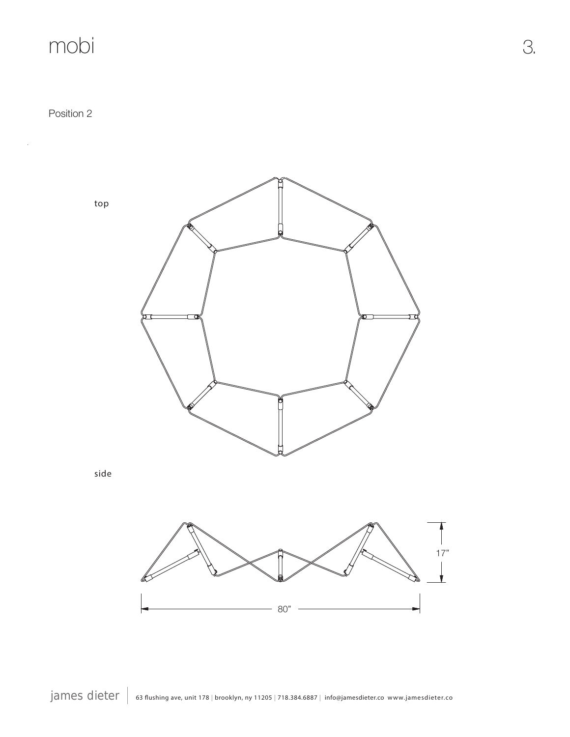# mobi

Position 2

top

side

17"

80"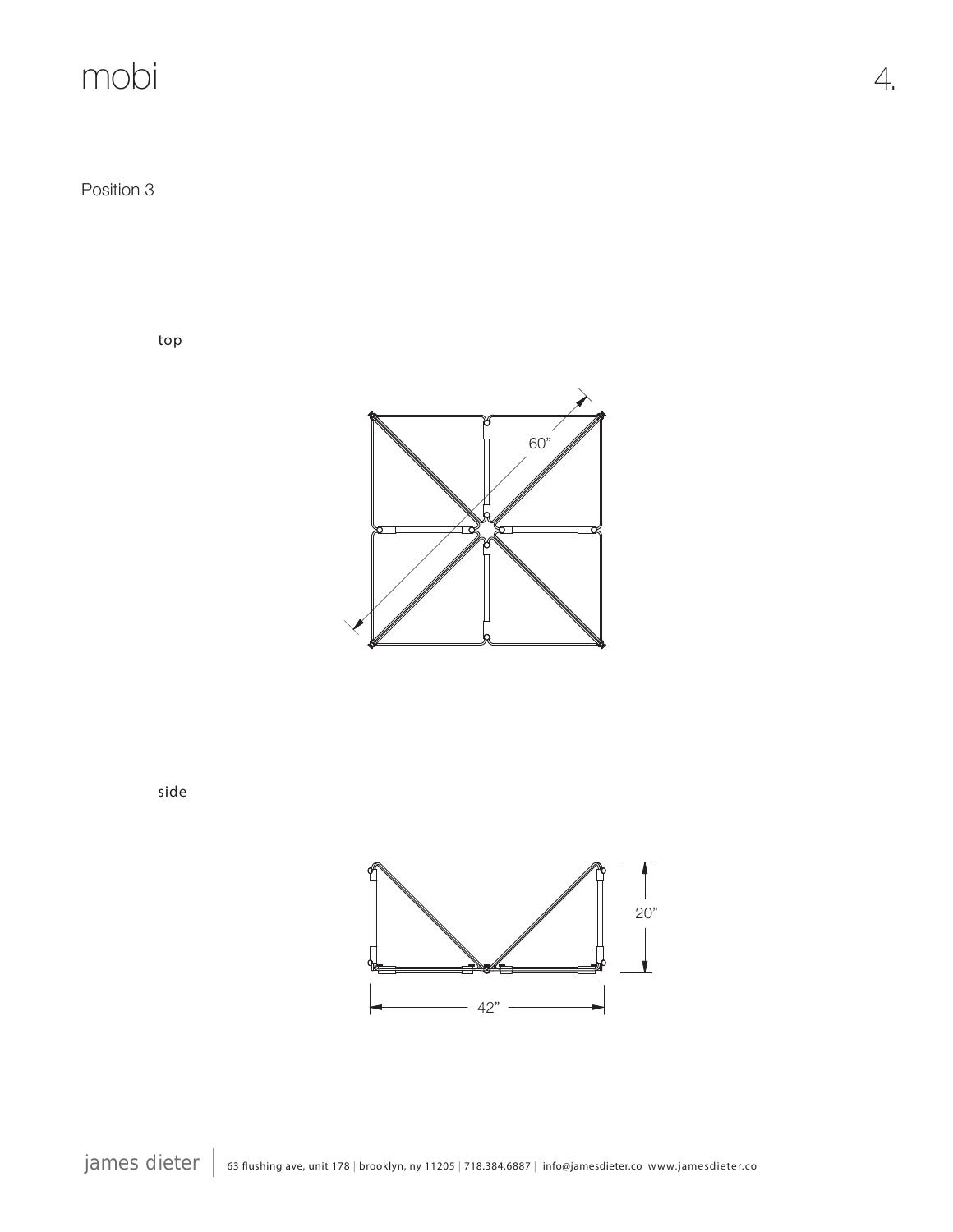# mobi

Position 3

top

60”

side

20”

42”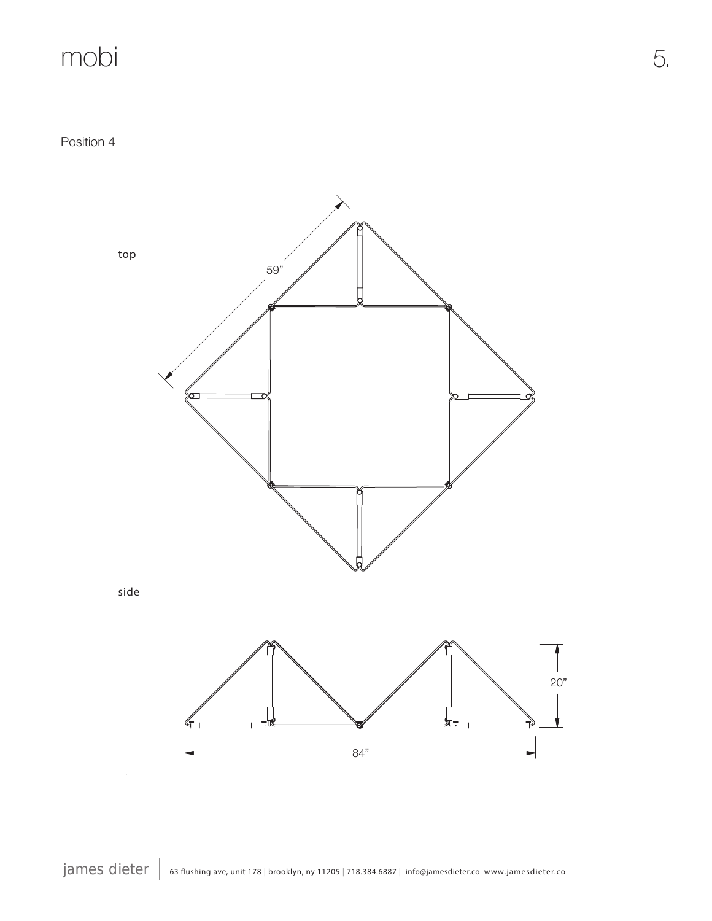Position 4

top

59"

side

20"

84"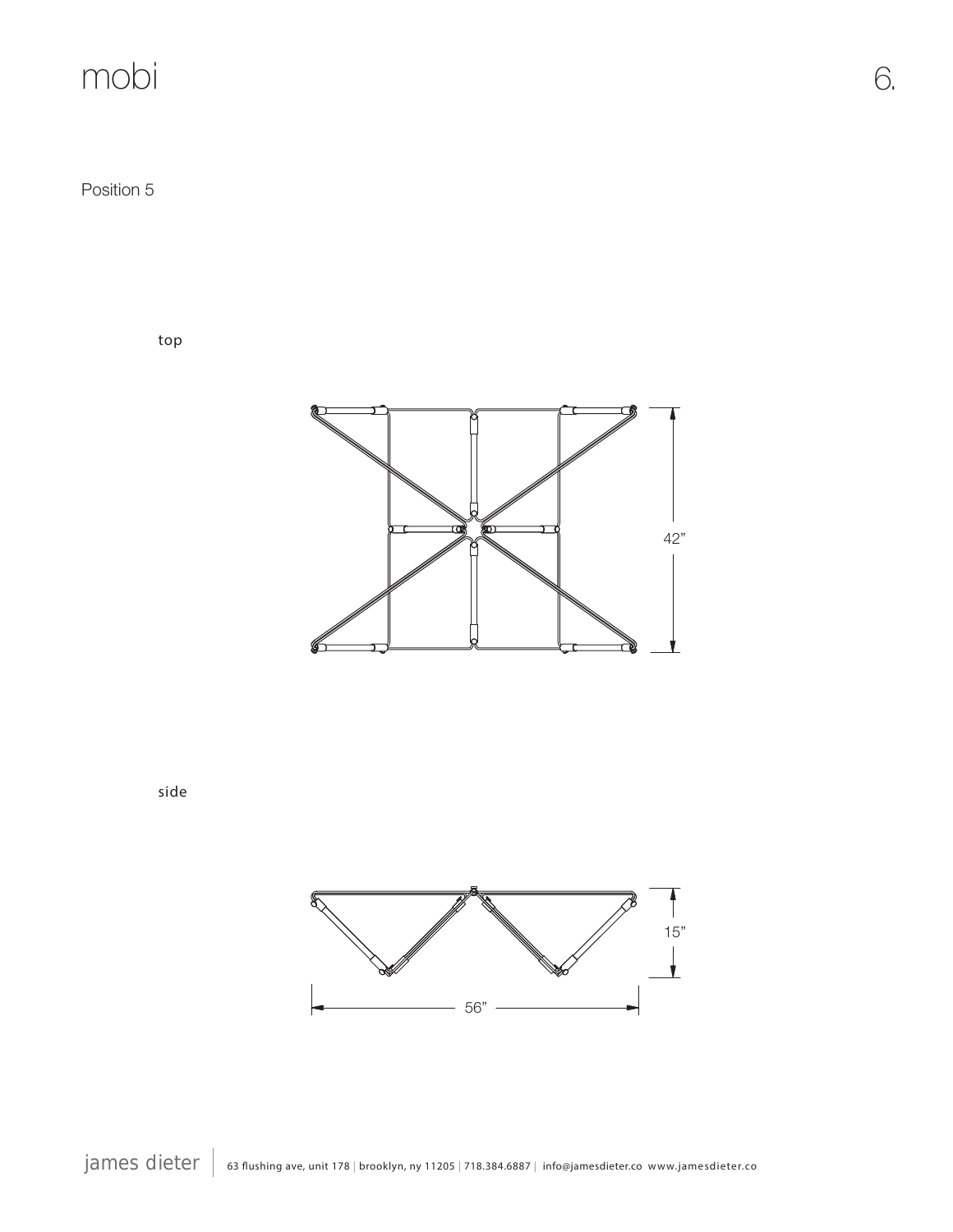# mobi

Position 5

top

42"

side

15"

56"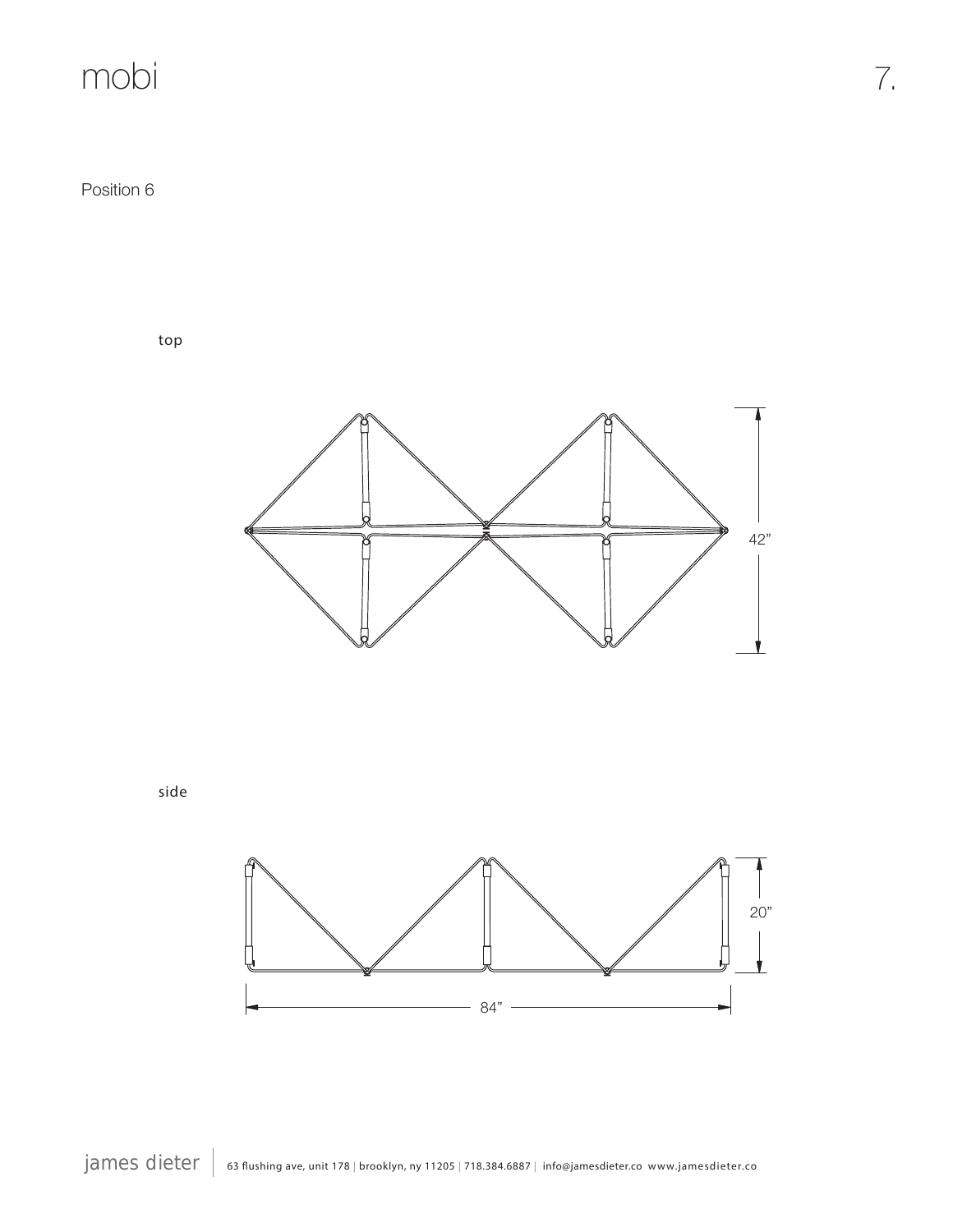# mobi

Position 6

top

42”

side

20”

84”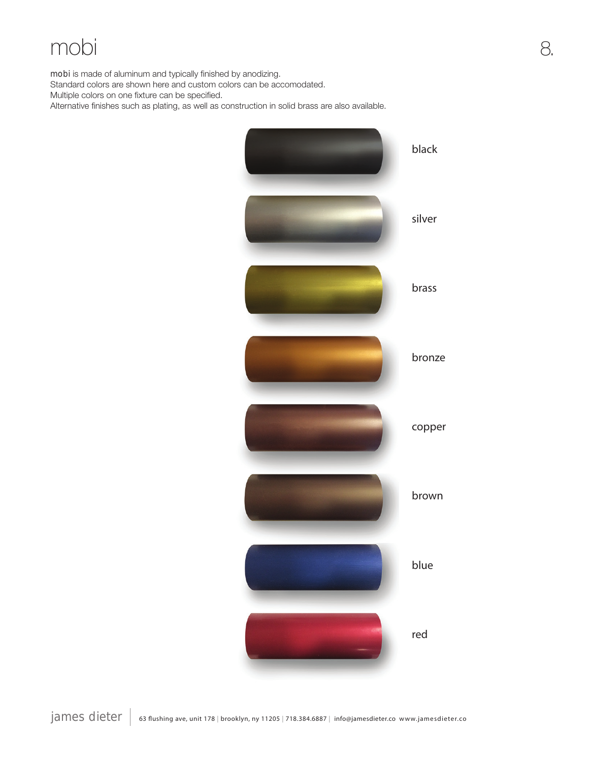# mobi

mobi is made of aluminum and typically finished by anodizing.
Standard colors are shown here and custom colors can be accomodated.
Multiple colors on one fixture can be specified.
Alternative finishes such as plating, as well as construction in solid brass are also available.

black

silver

brass

bronze

copper

brown

blue

red

james dieter | 63 flushing ave, unit 178 | brooklyn, ny 11205 | 718.384.6887 | info@jamesdieter.co www.jamesdieter.co